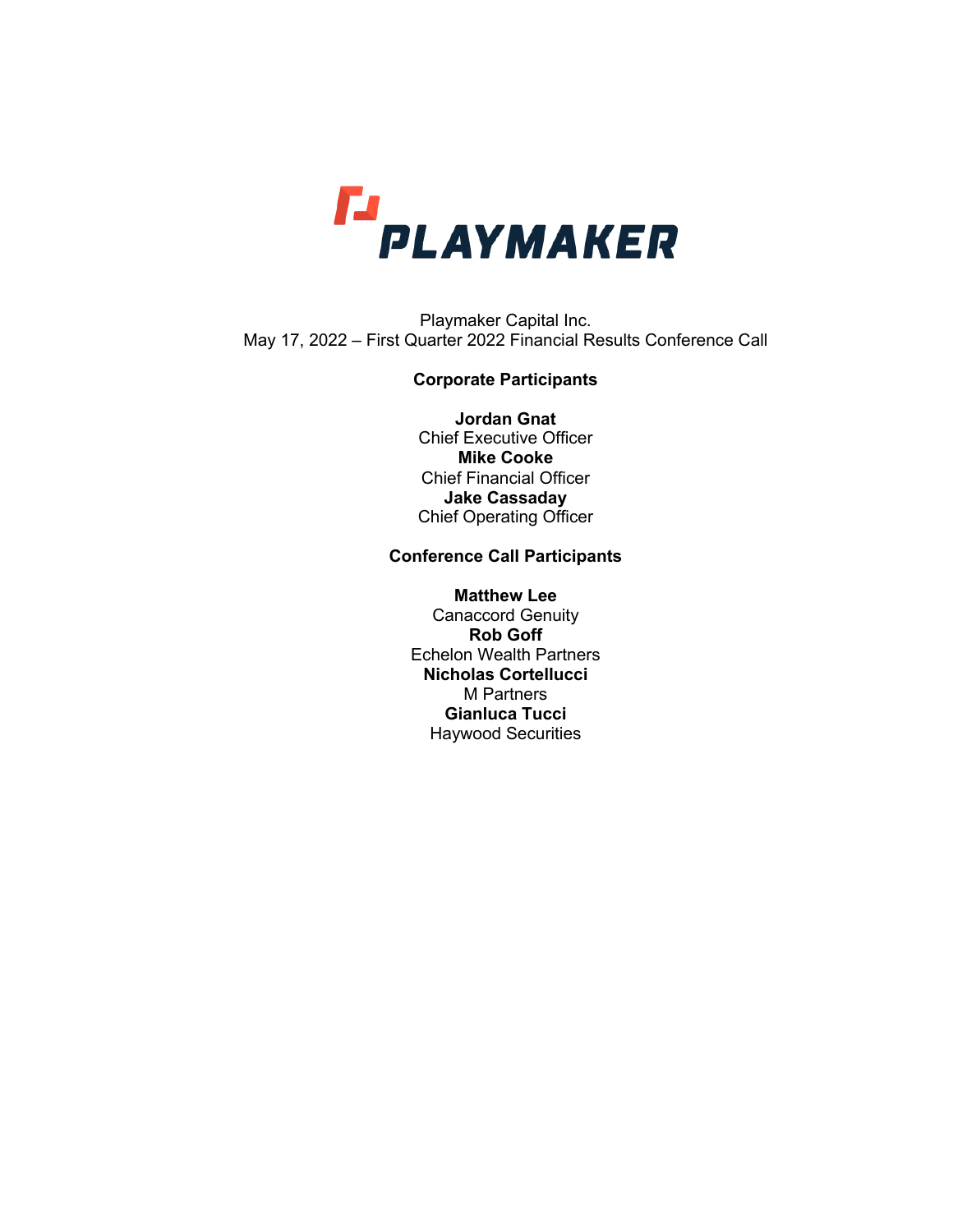# PLAYMAKER

Playmaker Capital Inc.
May 17, 2022 – First Quarter 2022 Financial Results Conference Call

**Corporate Participants**

**Jordan Gnat**
Chief Executive Officer
**Mike Cooke**
Chief Financial Officer
**Jake Cassaday**
Chief Operating Officer

**Conference Call Participants**

**Matthew Lee**
Canaccord Genuity
**Rob Goff**
Echelon Wealth Partners
**Nicholas Cortellucci**
M Partners
**Gianluca Tucci**
Haywood Securities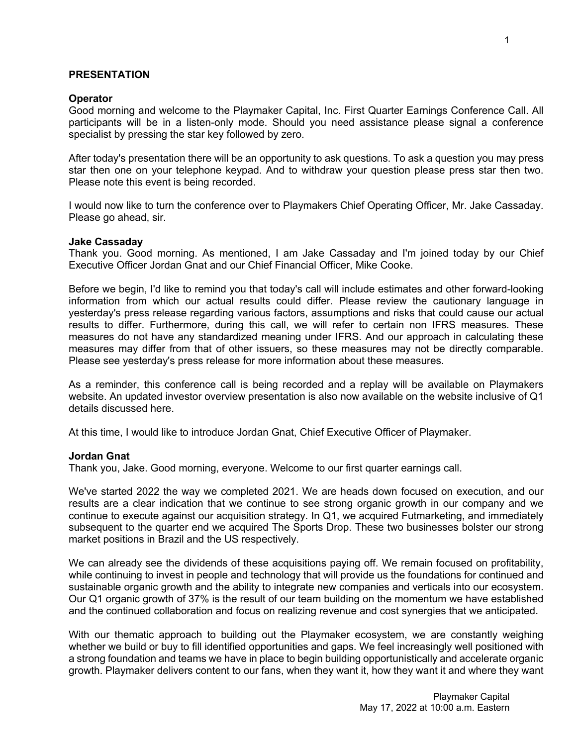## PRESENTATION

**Operator**

Good morning and welcome to the Playmaker Capital, Inc. First Quarter Earnings Conference Call. All participants will be in a listen-only mode. Should you need assistance please signal a conference specialist by pressing the star key followed by zero.

After today's presentation there will be an opportunity to ask questions. To ask a question you may press star then one on your telephone keypad. And to withdraw your question please press star then two. Please note this event is being recorded.

I would now like to turn the conference over to Playmakers Chief Operating Officer, Mr. Jake Cassaday. Please go ahead, sir.

**Jake Cassaday**

Thank you. Good morning. As mentioned, I am Jake Cassaday and I'm joined today by our Chief Executive Officer Jordan Gnat and our Chief Financial Officer, Mike Cooke.

Before we begin, I'd like to remind you that today's call will include estimates and other forward-looking information from which our actual results could differ. Please review the cautionary language in yesterday's press release regarding various factors, assumptions and risks that could cause our actual results to differ. Furthermore, during this call, we will refer to certain non IFRS measures. These measures do not have any standardized meaning under IFRS. And our approach in calculating these measures may differ from that of other issuers, so these measures may not be directly comparable. Please see yesterday's press release for more information about these measures.

As a reminder, this conference call is being recorded and a replay will be available on Playmakers website. An updated investor overview presentation is also now available on the website inclusive of Q1 details discussed here.

At this time, I would like to introduce Jordan Gnat, Chief Executive Officer of Playmaker.

**Jordan Gnat**

Thank you, Jake. Good morning, everyone. Welcome to our first quarter earnings call.

We've started 2022 the way we completed 2021. We are heads down focused on execution, and our results are a clear indication that we continue to see strong organic growth in our company and we continue to execute against our acquisition strategy. In Q1, we acquired Futmarketing, and immediately subsequent to the quarter end we acquired The Sports Drop. These two businesses bolster our strong market positions in Brazil and the US respectively.

We can already see the dividends of these acquisitions paying off. We remain focused on profitability, while continuing to invest in people and technology that will provide us the foundations for continued and sustainable organic growth and the ability to integrate new companies and verticals into our ecosystem. Our Q1 organic growth of 37% is the result of our team building on the momentum we have established and the continued collaboration and focus on realizing revenue and cost synergies that we anticipated.

With our thematic approach to building out the Playmaker ecosystem, we are constantly weighing whether we build or buy to fill identified opportunities and gaps. We feel increasingly well positioned with a strong foundation and teams we have in place to begin building opportunistically and accelerate organic growth. Playmaker delivers content to our fans, when they want it, how they want it and where they want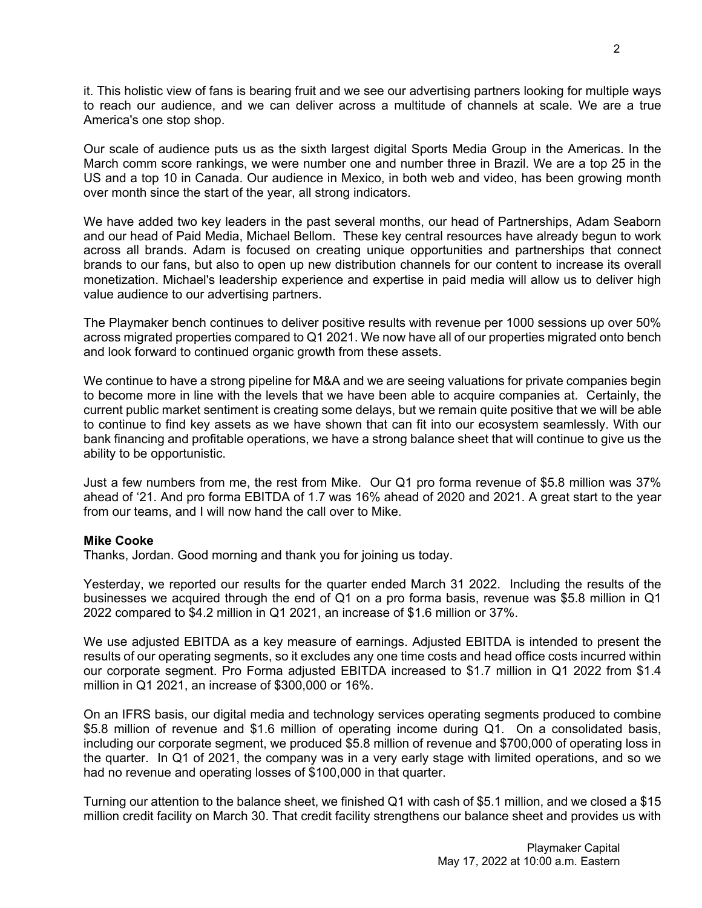it. This holistic view of fans is bearing fruit and we see our advertising partners looking for multiple ways to reach our audience, and we can deliver across a multitude of channels at scale. We are a true America's one stop shop.

Our scale of audience puts us as the sixth largest digital Sports Media Group in the Americas. In the March comm score rankings, we were number one and number three in Brazil. We are a top 25 in the US and a top 10 in Canada. Our audience in Mexico, in both web and video, has been growing month over month since the start of the year, all strong indicators.

We have added two key leaders in the past several months, our head of Partnerships, Adam Seaborn and our head of Paid Media, Michael Bellom. These key central resources have already begun to work across all brands. Adam is focused on creating unique opportunities and partnerships that connect brands to our fans, but also to open up new distribution channels for our content to increase its overall monetization. Michael's leadership experience and expertise in paid media will allow us to deliver high value audience to our advertising partners.

The Playmaker bench continues to deliver positive results with revenue per 1000 sessions up over 50% across migrated properties compared to Q1 2021. We now have all of our properties migrated onto bench and look forward to continued organic growth from these assets.

We continue to have a strong pipeline for M&A and we are seeing valuations for private companies begin to become more in line with the levels that we have been able to acquire companies at. Certainly, the current public market sentiment is creating some delays, but we remain quite positive that we will be able to continue to find key assets as we have shown that can fit into our ecosystem seamlessly. With our bank financing and profitable operations, we have a strong balance sheet that will continue to give us the ability to be opportunistic.

Just a few numbers from me, the rest from Mike. Our Q1 pro forma revenue of $5.8 million was 37% ahead of '21. And pro forma EBITDA of 1.7 was 16% ahead of 2020 and 2021. A great start to the year from our teams, and I will now hand the call over to Mike.

**Mike Cooke**
Thanks, Jordan. Good morning and thank you for joining us today.

Yesterday, we reported our results for the quarter ended March 31 2022. Including the results of the businesses we acquired through the end of Q1 on a pro forma basis, revenue was $5.8 million in Q1 2022 compared to $4.2 million in Q1 2021, an increase of $1.6 million or 37%.

We use adjusted EBITDA as a key measure of earnings. Adjusted EBITDA is intended to present the results of our operating segments, so it excludes any one time costs and head office costs incurred within our corporate segment. Pro Forma adjusted EBITDA increased to $1.7 million in Q1 2022 from $1.4 million in Q1 2021, an increase of $300,000 or 16%.

On an IFRS basis, our digital media and technology services operating segments produced to combine $5.8 million of revenue and $1.6 million of operating income during Q1. On a consolidated basis, including our corporate segment, we produced $5.8 million of revenue and $700,000 of operating loss in the quarter. In Q1 of 2021, the company was in a very early stage with limited operations, and so we had no revenue and operating losses of $100,000 in that quarter.

Turning our attention to the balance sheet, we finished Q1 with cash of $5.1 million, and we closed a $15 million credit facility on March 30. That credit facility strengthens our balance sheet and provides us with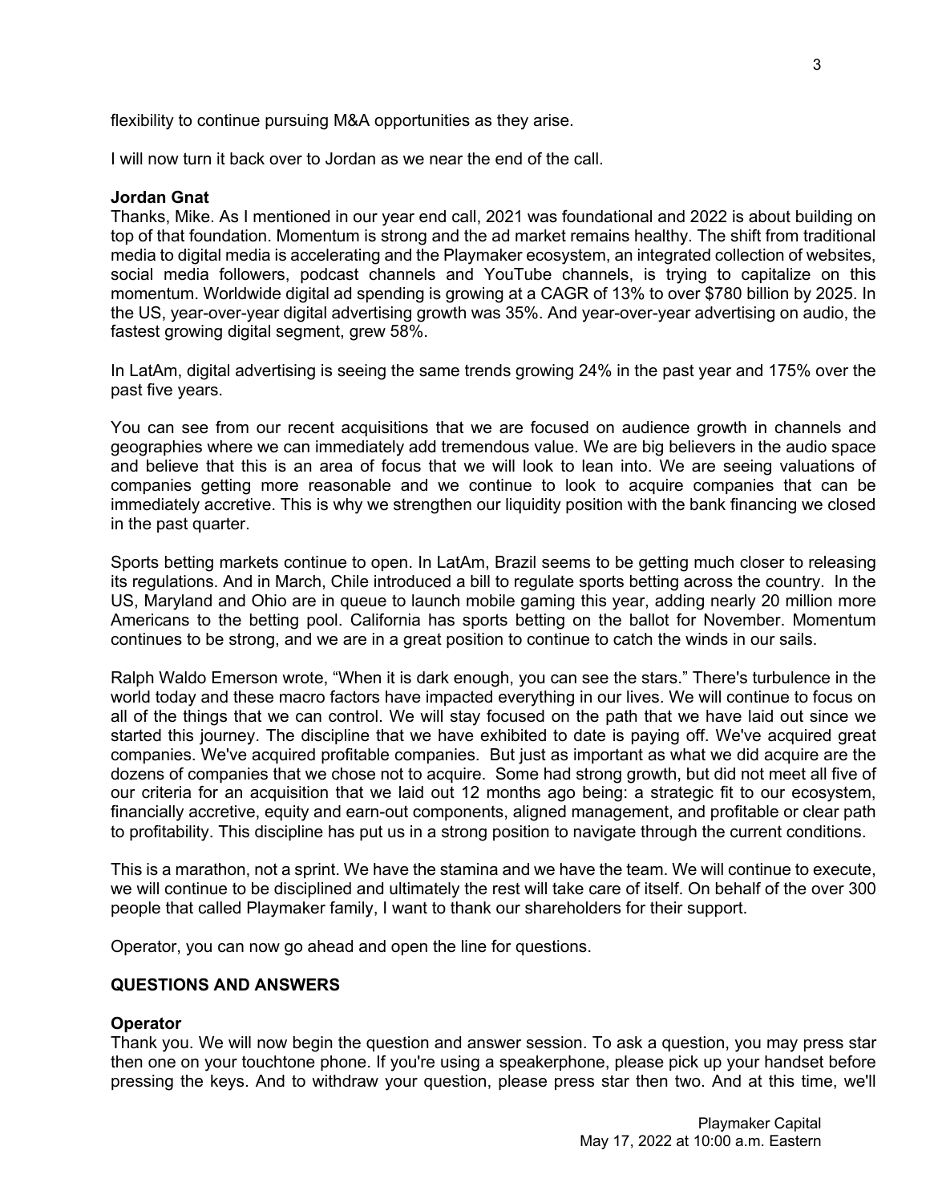flexibility to continue pursuing M&A opportunities as they arise.

I will now turn it back over to Jordan as we near the end of the call.

**Jordan Gnat**
Thanks, Mike. As I mentioned in our year end call, 2021 was foundational and 2022 is about building on top of that foundation. Momentum is strong and the ad market remains healthy. The shift from traditional media to digital media is accelerating and the Playmaker ecosystem, an integrated collection of websites, social media followers, podcast channels and YouTube channels, is trying to capitalize on this momentum. Worldwide digital ad spending is growing at a CAGR of 13% to over $780 billion by 2025. In the US, year-over-year digital advertising growth was 35%. And year-over-year advertising on audio, the fastest growing digital segment, grew 58%.

In LatAm, digital advertising is seeing the same trends growing 24% in the past year and 175% over the past five years.

You can see from our recent acquisitions that we are focused on audience growth in channels and geographies where we can immediately add tremendous value. We are big believers in the audio space and believe that this is an area of focus that we will look to lean into. We are seeing valuations of companies getting more reasonable and we continue to look to acquire companies that can be immediately accretive. This is why we strengthen our liquidity position with the bank financing we closed in the past quarter.

Sports betting markets continue to open. In LatAm, Brazil seems to be getting much closer to releasing its regulations. And in March, Chile introduced a bill to regulate sports betting across the country. In the US, Maryland and Ohio are in queue to launch mobile gaming this year, adding nearly 20 million more Americans to the betting pool. California has sports betting on the ballot for November. Momentum continues to be strong, and we are in a great position to continue to catch the winds in our sails.

Ralph Waldo Emerson wrote, "When it is dark enough, you can see the stars." There's turbulence in the world today and these macro factors have impacted everything in our lives. We will continue to focus on all of the things that we can control. We will stay focused on the path that we have laid out since we started this journey. The discipline that we have exhibited to date is paying off. We've acquired great companies. We've acquired profitable companies. But just as important as what we did acquire are the dozens of companies that we chose not to acquire. Some had strong growth, but did not meet all five of our criteria for an acquisition that we laid out 12 months ago being: a strategic fit to our ecosystem, financially accretive, equity and earn-out components, aligned management, and profitable or clear path to profitability. This discipline has put us in a strong position to navigate through the current conditions.

This is a marathon, not a sprint. We have the stamina and we have the team. We will continue to execute, we will continue to be disciplined and ultimately the rest will take care of itself. On behalf of the over 300 people that called Playmaker family, I want to thank our shareholders for their support.

Operator, you can now go ahead and open the line for questions.

## QUESTIONS AND ANSWERS

**Operator**
Thank you. We will now begin the question and answer session. To ask a question, you may press star then one on your touchtone phone. If you're using a speakerphone, please pick up your handset before pressing the keys. And to withdraw your question, please press star then two. And at this time, we'll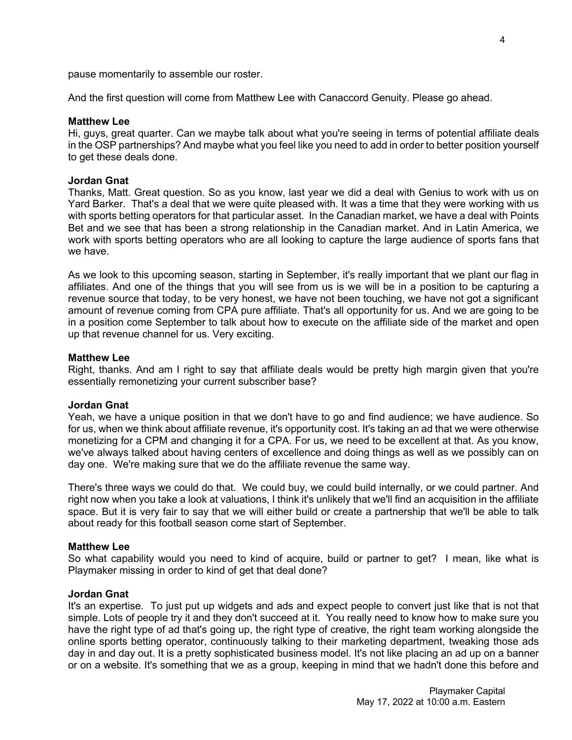pause momentarily to assemble our roster.

And the first question will come from Matthew Lee with Canaccord Genuity. Please go ahead.

**Matthew Lee**
Hi, guys, great quarter. Can we maybe talk about what you're seeing in terms of potential affiliate deals in the OSP partnerships? And maybe what you feel like you need to add in order to better position yourself to get these deals done.

**Jordan Gnat**
Thanks, Matt. Great question. So as you know, last year we did a deal with Genius to work with us on Yard Barker. That's a deal that we were quite pleased with. It was a time that they were working with us with sports betting operators for that particular asset. In the Canadian market, we have a deal with Points Bet and we see that has been a strong relationship in the Canadian market. And in Latin America, we work with sports betting operators who are all looking to capture the large audience of sports fans that we have.

As we look to this upcoming season, starting in September, it's really important that we plant our flag in affiliates. And one of the things that you will see from us is we will be in a position to be capturing a revenue source that today, to be very honest, we have not been touching, we have not got a significant amount of revenue coming from CPA pure affiliate. That's all opportunity for us. And we are going to be in a position come September to talk about how to execute on the affiliate side of the market and open up that revenue channel for us. Very exciting.

**Matthew Lee**
Right, thanks. And am I right to say that affiliate deals would be pretty high margin given that you're essentially remonetizing your current subscriber base?

**Jordan Gnat**
Yeah, we have a unique position in that we don't have to go and find audience; we have audience. So for us, when we think about affiliate revenue, it's opportunity cost. It's taking an ad that we were otherwise monetizing for a CPM and changing it for a CPA. For us, we need to be excellent at that. As you know, we've always talked about having centers of excellence and doing things as well as we possibly can on day one. We're making sure that we do the affiliate revenue the same way.

There's three ways we could do that. We could buy, we could build internally, or we could partner. And right now when you take a look at valuations, I think it's unlikely that we'll find an acquisition in the affiliate space. But it is very fair to say that we will either build or create a partnership that we'll be able to talk about ready for this football season come start of September.

**Matthew Lee**
So what capability would you need to kind of acquire, build or partner to get? I mean, like what is Playmaker missing in order to kind of get that deal done?

**Jordan Gnat**
It's an expertise. To just put up widgets and ads and expect people to convert just like that is not that simple. Lots of people try it and they don't succeed at it. You really need to know how to make sure you have the right type of ad that's going up, the right type of creative, the right team working alongside the online sports betting operator, continuously talking to their marketing department, tweaking those ads day in and day out. It is a pretty sophisticated business model. It's not like placing an ad up on a banner or on a website. It's something that we as a group, keeping in mind that we hadn't done this before and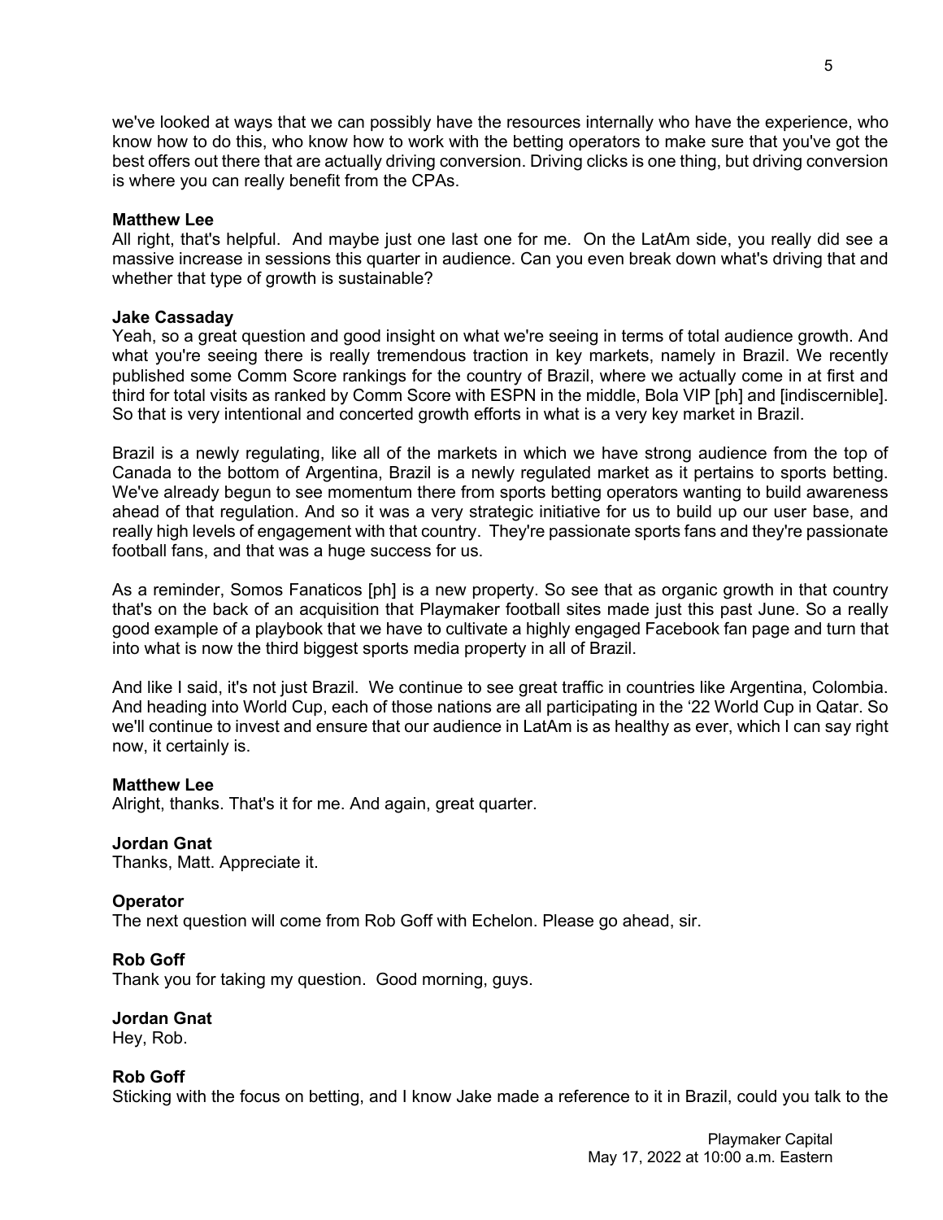we've looked at ways that we can possibly have the resources internally who have the experience, who know how to do this, who know how to work with the betting operators to make sure that you've got the best offers out there that are actually driving conversion. Driving clicks is one thing, but driving conversion is where you can really benefit from the CPAs.

**Matthew Lee**
All right, that's helpful. And maybe just one last one for me. On the LatAm side, you really did see a massive increase in sessions this quarter in audience. Can you even break down what's driving that and whether that type of growth is sustainable?

**Jake Cassaday**
Yeah, so a great question and good insight on what we're seeing in terms of total audience growth. And what you're seeing there is really tremendous traction in key markets, namely in Brazil. We recently published some Comm Score rankings for the country of Brazil, where we actually come in at first and third for total visits as ranked by Comm Score with ESPN in the middle, Bola VIP [ph] and [indiscernible]. So that is very intentional and concerted growth efforts in what is a very key market in Brazil.

Brazil is a newly regulating, like all of the markets in which we have strong audience from the top of Canada to the bottom of Argentina, Brazil is a newly regulated market as it pertains to sports betting. We've already begun to see momentum there from sports betting operators wanting to build awareness ahead of that regulation. And so it was a very strategic initiative for us to build up our user base, and really high levels of engagement with that country. They're passionate sports fans and they're passionate football fans, and that was a huge success for us.

As a reminder, Somos Fanaticos [ph] is a new property. So see that as organic growth in that country that's on the back of an acquisition that Playmaker football sites made just this past June. So a really good example of a playbook that we have to cultivate a highly engaged Facebook fan page and turn that into what is now the third biggest sports media property in all of Brazil.

And like I said, it's not just Brazil. We continue to see great traffic in countries like Argentina, Colombia. And heading into World Cup, each of those nations are all participating in the '22 World Cup in Qatar. So we'll continue to invest and ensure that our audience in LatAm is as healthy as ever, which I can say right now, it certainly is.

**Matthew Lee**
Alright, thanks. That's it for me. And again, great quarter.

**Jordan Gnat**
Thanks, Matt. Appreciate it.

**Operator**
The next question will come from Rob Goff with Echelon. Please go ahead, sir.

**Rob Goff**
Thank you for taking my question. Good morning, guys.

**Jordan Gnat**
Hey, Rob.

**Rob Goff**
Sticking with the focus on betting, and I know Jake made a reference to it in Brazil, could you talk to the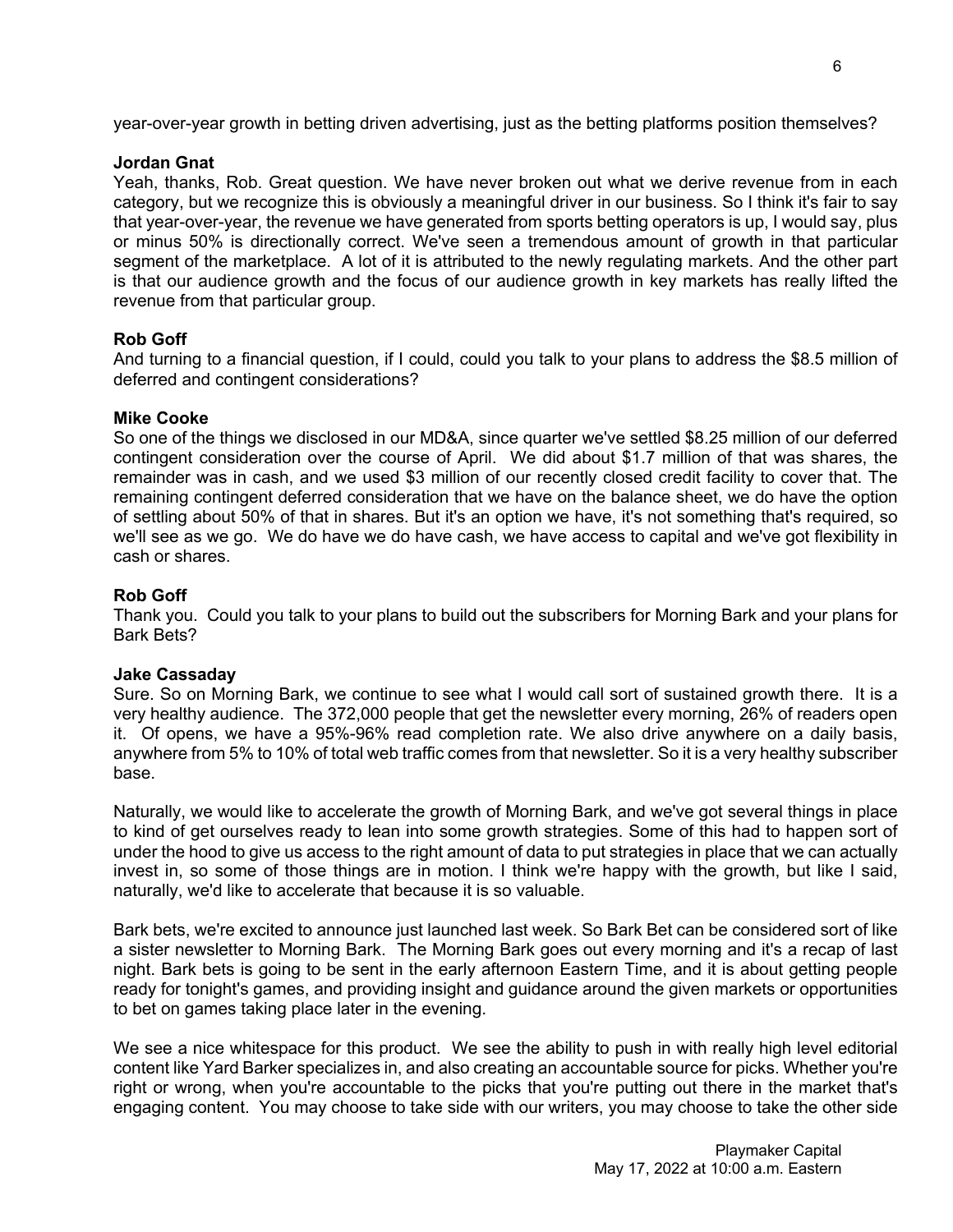year-over-year growth in betting driven advertising, just as the betting platforms position themselves?

**Jordan Gnat**
Yeah, thanks, Rob. Great question. We have never broken out what we derive revenue from in each category, but we recognize this is obviously a meaningful driver in our business. So I think it's fair to say that year-over-year, the revenue we have generated from sports betting operators is up, I would say, plus or minus 50% is directionally correct. We've seen a tremendous amount of growth in that particular segment of the marketplace. A lot of it is attributed to the newly regulating markets. And the other part is that our audience growth and the focus of our audience growth in key markets has really lifted the revenue from that particular group.

**Rob Goff**
And turning to a financial question, if I could, could you talk to your plans to address the $8.5 million of deferred and contingent considerations?

**Mike Cooke**
So one of the things we disclosed in our MD&A, since quarter we've settled $8.25 million of our deferred contingent consideration over the course of April. We did about $1.7 million of that was shares, the remainder was in cash, and we used $3 million of our recently closed credit facility to cover that. The remaining contingent deferred consideration that we have on the balance sheet, we do have the option of settling about 50% of that in shares. But it's an option we have, it's not something that's required, so we'll see as we go. We do have we do have cash, we have access to capital and we've got flexibility in cash or shares.

**Rob Goff**
Thank you. Could you talk to your plans to build out the subscribers for Morning Bark and your plans for Bark Bets?

**Jake Cassaday**
Sure. So on Morning Bark, we continue to see what I would call sort of sustained growth there. It is a very healthy audience. The 372,000 people that get the newsletter every morning, 26% of readers open it. Of opens, we have a 95%-96% read completion rate. We also drive anywhere on a daily basis, anywhere from 5% to 10% of total web traffic comes from that newsletter. So it is a very healthy subscriber base.

Naturally, we would like to accelerate the growth of Morning Bark, and we've got several things in place to kind of get ourselves ready to lean into some growth strategies. Some of this had to happen sort of under the hood to give us access to the right amount of data to put strategies in place that we can actually invest in, so some of those things are in motion. I think we're happy with the growth, but like I said, naturally, we'd like to accelerate that because it is so valuable.

Bark bets, we're excited to announce just launched last week. So Bark Bet can be considered sort of like a sister newsletter to Morning Bark. The Morning Bark goes out every morning and it's a recap of last night. Bark bets is going to be sent in the early afternoon Eastern Time, and it is about getting people ready for tonight's games, and providing insight and guidance around the given markets or opportunities to bet on games taking place later in the evening.

We see a nice whitespace for this product. We see the ability to push in with really high level editorial content like Yard Barker specializes in, and also creating an accountable source for picks. Whether you're right or wrong, when you're accountable to the picks that you're putting out there in the market that's engaging content. You may choose to take side with our writers, you may choose to take the other side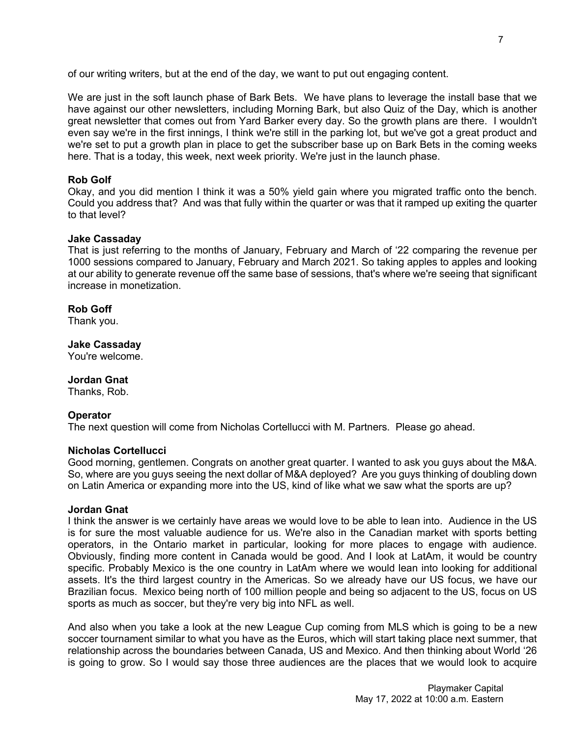of our writing writers, but at the end of the day, we want to put out engaging content.

We are just in the soft launch phase of Bark Bets. We have plans to leverage the install base that we have against our other newsletters, including Morning Bark, but also Quiz of the Day, which is another great newsletter that comes out from Yard Barker every day. So the growth plans are there. I wouldn't even say we're in the first innings, I think we're still in the parking lot, but we've got a great product and we're set to put a growth plan in place to get the subscriber base up on Bark Bets in the coming weeks here. That is a today, this week, next week priority. We're just in the launch phase.

**Rob Golf**
Okay, and you did mention I think it was a 50% yield gain where you migrated traffic onto the bench. Could you address that? And was that fully within the quarter or was that it ramped up exiting the quarter to that level?

**Jake Cassaday**
That is just referring to the months of January, February and March of '22 comparing the revenue per 1000 sessions compared to January, February and March 2021. So taking apples to apples and looking at our ability to generate revenue off the same base of sessions, that's where we're seeing that significant increase in monetization.

**Rob Goff**
Thank you.

**Jake Cassaday**
You're welcome.

**Jordan Gnat**
Thanks, Rob.

**Operator**
The next question will come from Nicholas Cortellucci with M. Partners. Please go ahead.

**Nicholas Cortellucci**
Good morning, gentlemen. Congrats on another great quarter. I wanted to ask you guys about the M&A. So, where are you guys seeing the next dollar of M&A deployed? Are you guys thinking of doubling down on Latin America or expanding more into the US, kind of like what we saw what the sports are up?

**Jordan Gnat**
I think the answer is we certainly have areas we would love to be able to lean into. Audience in the US is for sure the most valuable audience for us. We're also in the Canadian market with sports betting operators, in the Ontario market in particular, looking for more places to engage with audience. Obviously, finding more content in Canada would be good. And I look at LatAm, it would be country specific. Probably Mexico is the one country in LatAm where we would lean into looking for additional assets. It's the third largest country in the Americas. So we already have our US focus, we have our Brazilian focus. Mexico being north of 100 million people and being so adjacent to the US, focus on US sports as much as soccer, but they're very big into NFL as well.

And also when you take a look at the new League Cup coming from MLS which is going to be a new soccer tournament similar to what you have as the Euros, which will start taking place next summer, that relationship across the boundaries between Canada, US and Mexico. And then thinking about World '26 is going to grow. So I would say those three audiences are the places that we would look to acquire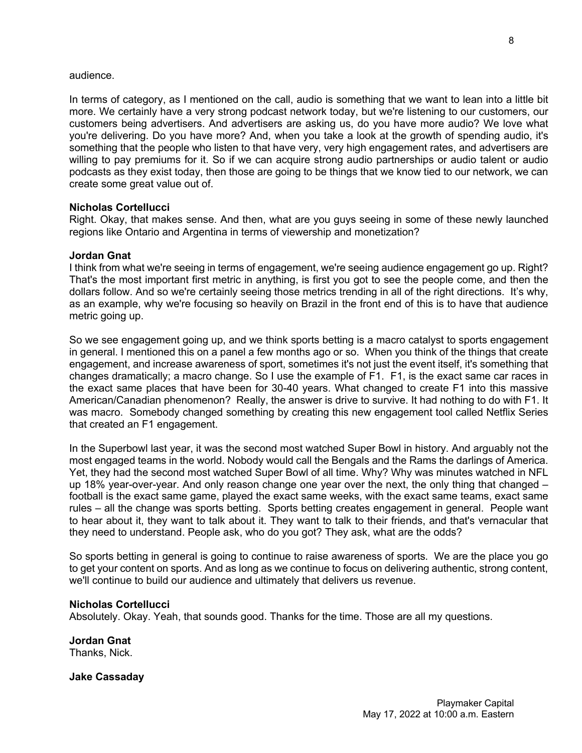audience.

In terms of category, as I mentioned on the call, audio is something that we want to lean into a little bit more. We certainly have a very strong podcast network today, but we're listening to our customers, our customers being advertisers. And advertisers are asking us, do you have more audio? We love what you're delivering. Do you have more? And, when you take a look at the growth of spending audio, it's something that the people who listen to that have very, very high engagement rates, and advertisers are willing to pay premiums for it. So if we can acquire strong audio partnerships or audio talent or audio podcasts as they exist today, then those are going to be things that we know tied to our network, we can create some great value out of.

**Nicholas Cortellucci**
Right. Okay, that makes sense. And then, what are you guys seeing in some of these newly launched regions like Ontario and Argentina in terms of viewership and monetization?

**Jordan Gnat**
I think from what we're seeing in terms of engagement, we're seeing audience engagement go up. Right? That's the most important first metric in anything, is first you got to see the people come, and then the dollars follow. And so we're certainly seeing those metrics trending in all of the right directions. It's why, as an example, why we're focusing so heavily on Brazil in the front end of this is to have that audience metric going up.

So we see engagement going up, and we think sports betting is a macro catalyst to sports engagement in general. I mentioned this on a panel a few months ago or so. When you think of the things that create engagement, and increase awareness of sport, sometimes it's not just the event itself, it's something that changes dramatically; a macro change. So I use the example of F1. F1, is the exact same car races in the exact same places that have been for 30-40 years. What changed to create F1 into this massive American/Canadian phenomenon? Really, the answer is drive to survive. It had nothing to do with F1. It was macro. Somebody changed something by creating this new engagement tool called Netflix Series that created an F1 engagement.

In the Superbowl last year, it was the second most watched Super Bowl in history. And arguably not the most engaged teams in the world. Nobody would call the Bengals and the Rams the darlings of America. Yet, they had the second most watched Super Bowl of all time. Why? Why was minutes watched in NFL up 18% year-over-year. And only reason change one year over the next, the only thing that changed – football is the exact same game, played the exact same weeks, with the exact same teams, exact same rules – all the change was sports betting. Sports betting creates engagement in general. People want to hear about it, they want to talk about it. They want to talk to their friends, and that's vernacular that they need to understand. People ask, who do you got? They ask, what are the odds?

So sports betting in general is going to continue to raise awareness of sports. We are the place you go to get your content on sports. And as long as we continue to focus on delivering authentic, strong content, we'll continue to build our audience and ultimately that delivers us revenue.

**Nicholas Cortellucci**
Absolutely. Okay. Yeah, that sounds good. Thanks for the time. Those are all my questions.

**Jordan Gnat**
Thanks, Nick.

**Jake Cassaday**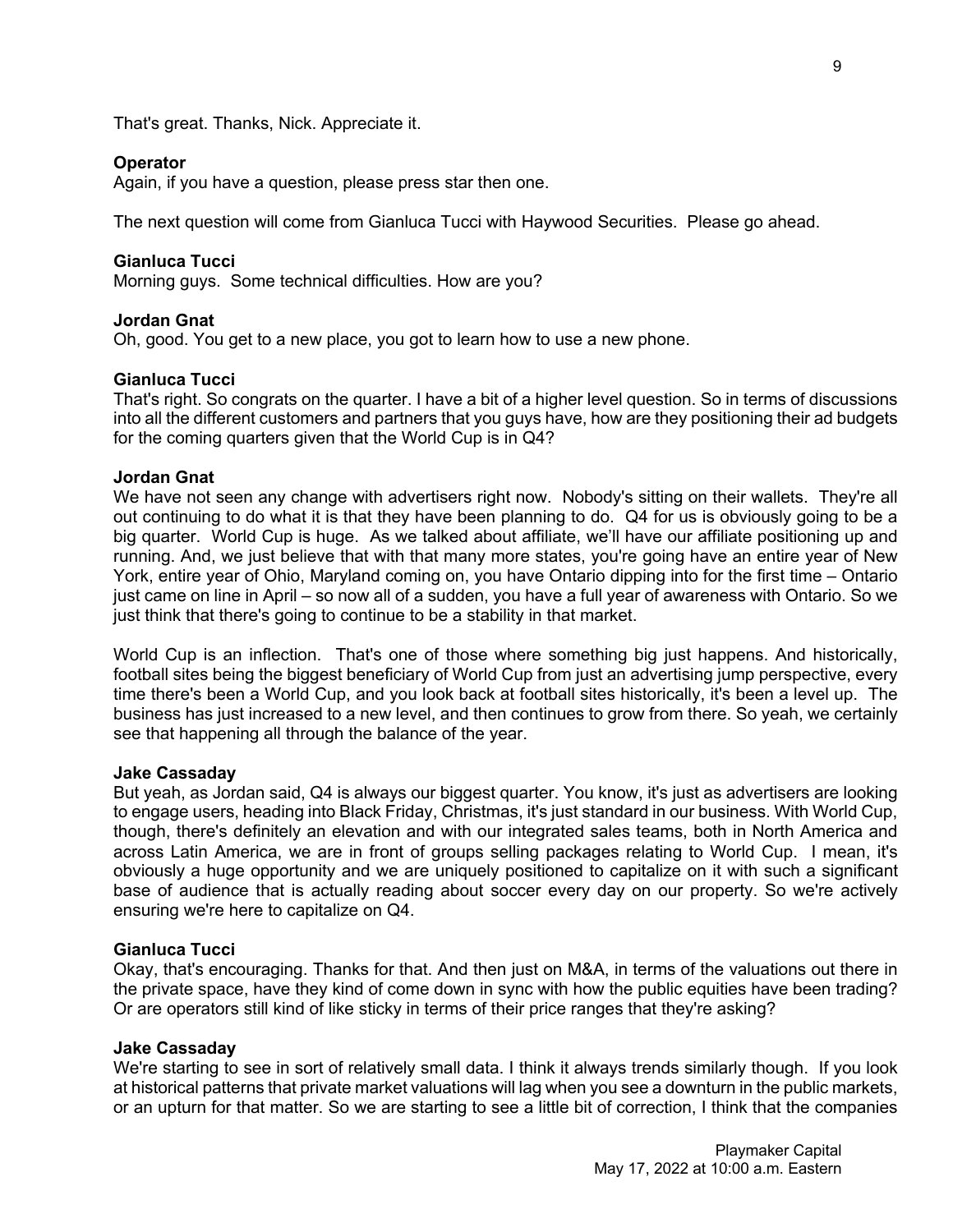That's great. Thanks, Nick. Appreciate it.

**Operator**
Again, if you have a question, please press star then one.

The next question will come from Gianluca Tucci with Haywood Securities. Please go ahead.

**Gianluca Tucci**
Morning guys. Some technical difficulties. How are you?

**Jordan Gnat**
Oh, good. You get to a new place, you got to learn how to use a new phone.

**Gianluca Tucci**
That's right. So congrats on the quarter. I have a bit of a higher level question. So in terms of discussions into all the different customers and partners that you guys have, how are they positioning their ad budgets for the coming quarters given that the World Cup is in Q4?

**Jordan Gnat**
We have not seen any change with advertisers right now. Nobody's sitting on their wallets. They're all out continuing to do what it is that they have been planning to do. Q4 for us is obviously going to be a big quarter. World Cup is huge. As we talked about affiliate, we'll have our affiliate positioning up and running. And, we just believe that with that many more states, you're going have an entire year of New York, entire year of Ohio, Maryland coming on, you have Ontario dipping into for the first time – Ontario just came on line in April – so now all of a sudden, you have a full year of awareness with Ontario. So we just think that there's going to continue to be a stability in that market.

World Cup is an inflection. That's one of those where something big just happens. And historically, football sites being the biggest beneficiary of World Cup from just an advertising jump perspective, every time there's been a World Cup, and you look back at football sites historically, it's been a level up. The business has just increased to a new level, and then continues to grow from there. So yeah, we certainly see that happening all through the balance of the year.

**Jake Cassaday**
But yeah, as Jordan said, Q4 is always our biggest quarter. You know, it's just as advertisers are looking to engage users, heading into Black Friday, Christmas, it's just standard in our business. With World Cup, though, there's definitely an elevation and with our integrated sales teams, both in North America and across Latin America, we are in front of groups selling packages relating to World Cup. I mean, it's obviously a huge opportunity and we are uniquely positioned to capitalize on it with such a significant base of audience that is actually reading about soccer every day on our property. So we're actively ensuring we're here to capitalize on Q4.

**Gianluca Tucci**
Okay, that's encouraging. Thanks for that. And then just on M&A, in terms of the valuations out there in the private space, have they kind of come down in sync with how the public equities have been trading? Or are operators still kind of like sticky in terms of their price ranges that they're asking?

**Jake Cassaday**
We're starting to see in sort of relatively small data. I think it always trends similarly though. If you look at historical patterns that private market valuations will lag when you see a downturn in the public markets, or an upturn for that matter. So we are starting to see a little bit of correction, I think that the companies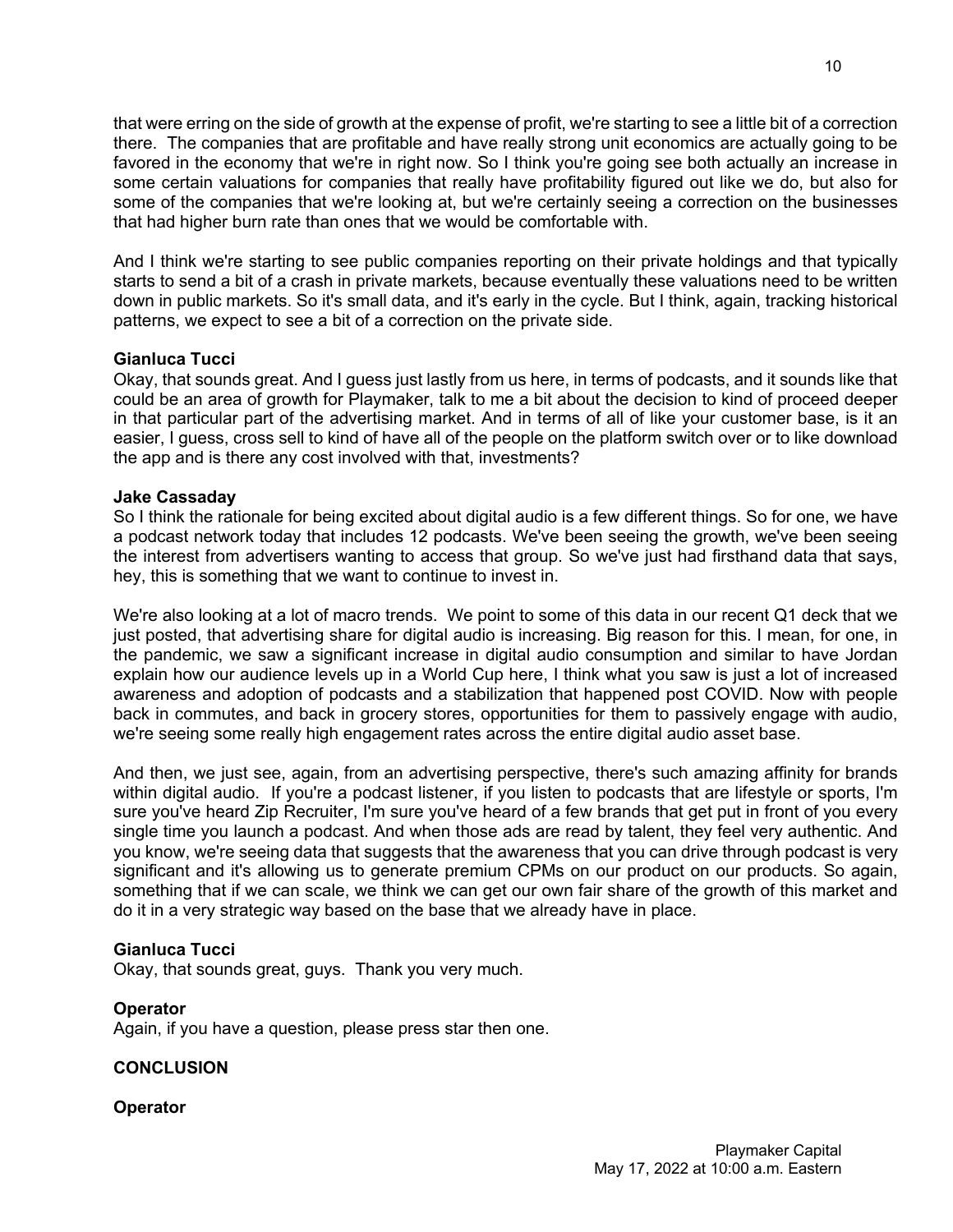that were erring on the side of growth at the expense of profit, we're starting to see a little bit of a correction there. The companies that are profitable and have really strong unit economics are actually going to be favored in the economy that we're in right now. So I think you're going see both actually an increase in some certain valuations for companies that really have profitability figured out like we do, but also for some of the companies that we're looking at, but we're certainly seeing a correction on the businesses that had higher burn rate than ones that we would be comfortable with.

And I think we're starting to see public companies reporting on their private holdings and that typically starts to send a bit of a crash in private markets, because eventually these valuations need to be written down in public markets. So it's small data, and it's early in the cycle. But I think, again, tracking historical patterns, we expect to see a bit of a correction on the private side.

**Gianluca Tucci**
Okay, that sounds great. And I guess just lastly from us here, in terms of podcasts, and it sounds like that could be an area of growth for Playmaker, talk to me a bit about the decision to kind of proceed deeper in that particular part of the advertising market. And in terms of all of like your customer base, is it an easier, I guess, cross sell to kind of have all of the people on the platform switch over or to like download the app and is there any cost involved with that, investments?

**Jake Cassaday**
So I think the rationale for being excited about digital audio is a few different things. So for one, we have a podcast network today that includes 12 podcasts. We've been seeing the growth, we've been seeing the interest from advertisers wanting to access that group. So we've just had firsthand data that says, hey, this is something that we want to continue to invest in.

We're also looking at a lot of macro trends. We point to some of this data in our recent Q1 deck that we just posted, that advertising share for digital audio is increasing. Big reason for this. I mean, for one, in the pandemic, we saw a significant increase in digital audio consumption and similar to have Jordan explain how our audience levels up in a World Cup here, I think what you saw is just a lot of increased awareness and adoption of podcasts and a stabilization that happened post COVID. Now with people back in commutes, and back in grocery stores, opportunities for them to passively engage with audio, we're seeing some really high engagement rates across the entire digital audio asset base.

And then, we just see, again, from an advertising perspective, there's such amazing affinity for brands within digital audio. If you're a podcast listener, if you listen to podcasts that are lifestyle or sports, I'm sure you've heard Zip Recruiter, I'm sure you've heard of a few brands that get put in front of you every single time you launch a podcast. And when those ads are read by talent, they feel very authentic. And you know, we're seeing data that suggests that the awareness that you can drive through podcast is very significant and it's allowing us to generate premium CPMs on our product on our products. So again, something that if we can scale, we think we can get our own fair share of the growth of this market and do it in a very strategic way based on the base that we already have in place.

**Gianluca Tucci**
Okay, that sounds great, guys. Thank you very much.

**Operator**
Again, if you have a question, please press star then one.

**CONCLUSION**

**Operator**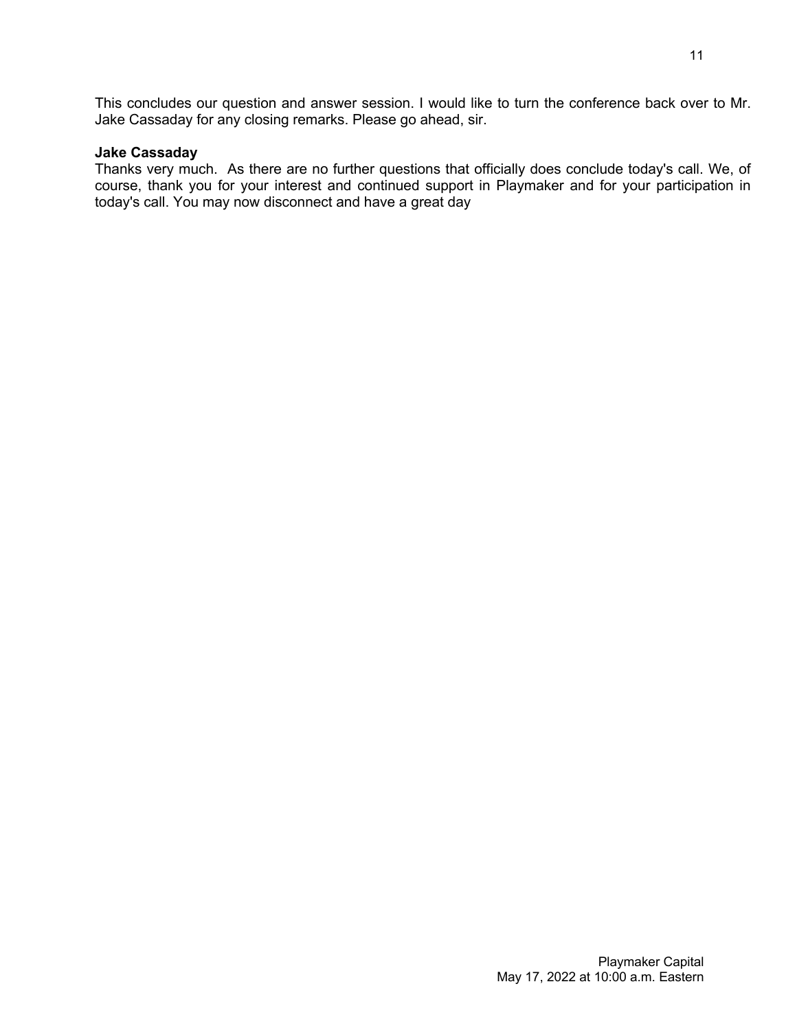This concludes our question and answer session. I would like to turn the conference back over to Mr. Jake Cassaday for any closing remarks. Please go ahead, sir.

**Jake Cassaday**
Thanks very much. As there are no further questions that officially does conclude today's call. We, of course, thank you for your interest and continued support in Playmaker and for your participation in today's call. You may now disconnect and have a great day